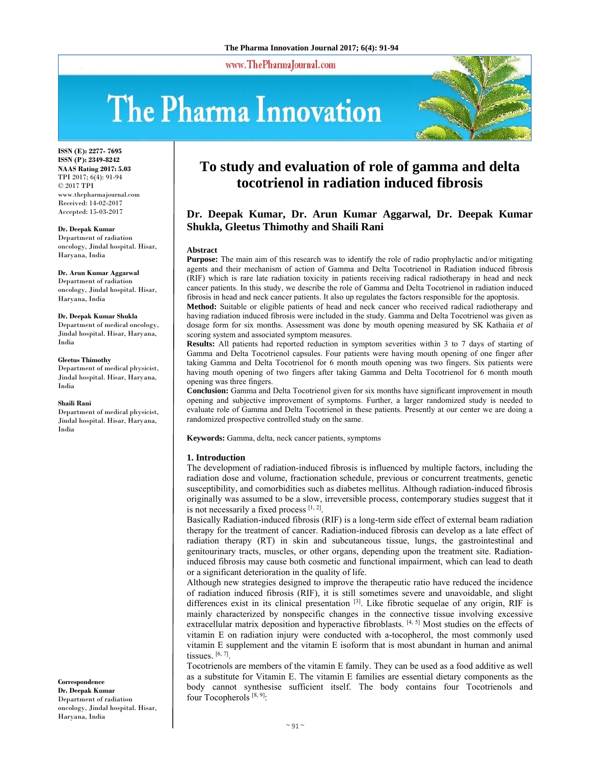# To study and evaluation of role of gamma and delta tocotrienol in radiation induced fibrosis

**Dr. Deepak Kumar, Dr. Arun Kumar Aggarwal, Dr. Deepak Kumar Shukla, Gleetus Thimothy and Shaili Rani**

ISSN (E): 2277- 7695
ISSN (P): 2349-8242
NAAS Rating 2017: 5.03
TPI 2017; 6(4): 91-94
© 2017 TPI
www.thepharmajournal.com
Received: 14-02-2017
Accepted: 15-03-2017

**Dr. Deepak Kumar**
Department of radiation oncology, Jindal hospital. Hisar, Haryana, India

**Dr. Arun Kumar Aggarwal**
Department of radiation oncology, Jindal hospital. Hisar, Haryana, India

**Dr. Deepak Kumar Shukla**
Department of medical oncology, Jindal hospital. Hisar, Haryana, India

**Gleetus Thimothy**
Department of medical physicist, Jindal hospital. Hisar, Haryana, India

**Shaili Rani**
Department of medical physicist, Jindal hospital. Hisar, Haryana, India

**Correspondence**
**Dr. Deepak Kumar**
Department of radiation oncology, Jindal hospital. Hisar, Haryana, India

## Abstract

**Purpose:** The main aim of this research was to identify the role of radio prophylactic and/or mitigating agents and their mechanism of action of Gamma and Delta Tocotrienol in Radiation induced fibrosis (RIF) which is rare late radiation toxicity in patients receiving radical radiotherapy in head and neck cancer patients. In this study, we describe the role of Gamma and Delta Tocotrienol in radiation induced fibrosis in head and neck cancer patients. It also up regulates the factors responsible for the apoptosis.

**Method:** Suitable or eligible patients of head and neck cancer who received radical radiotherapy and having radiation induced fibrosis were included in the study. Gamma and Delta Tocotrienol was given as dosage form for six months. Assessment was done by mouth opening measured by SK Kathaiia *et al* scoring system and associated symptom measures.

**Results:** All patients had reported reduction in symptom severities within 3 to 7 days of starting of Gamma and Delta Tocotrienol capsules. Four patients were having mouth opening of one finger after taking Gamma and Delta Tocotrienol for 6 month mouth opening was two fingers. Six patients were having mouth opening of two fingers after taking Gamma and Delta Tocotrienol for 6 month mouth opening was three fingers.

**Conclusion:** Gamma and Delta Tocotrienol given for six months have significant improvement in mouth opening and subjective improvement of symptoms. Further, a larger randomized study is needed to evaluate role of Gamma and Delta Tocotrienol in these patients. Presently at our center we are doing a randomized prospective controlled study on the same.

**Keywords:** Gamma, delta, neck cancer patients, symptoms

## 1. Introduction

The development of radiation-induced fibrosis is influenced by multiple factors, including the radiation dose and volume, fractionation schedule, previous or concurrent treatments, genetic susceptibility, and comorbidities such as diabetes mellitus. Although radiation-induced fibrosis originally was assumed to be a slow, irreversible process, contemporary studies suggest that it is not necessarily a fixed process [1, 2].

Basically Radiation-induced fibrosis (RIF) is a long-term side effect of external beam radiation therapy for the treatment of cancer. Radiation-induced fibrosis can develop as a late effect of radiation therapy (RT) in skin and subcutaneous tissue, lungs, the gastrointestinal and genitourinary tracts, muscles, or other organs, depending upon the treatment site. Radiation-induced fibrosis may cause both cosmetic and functional impairment, which can lead to death or a significant deterioration in the quality of life.

Although new strategies designed to improve the therapeutic ratio have reduced the incidence of radiation induced fibrosis (RIF), it is still sometimes severe and unavoidable, and slight differences exist in its clinical presentation [3]. Like fibrotic sequelae of any origin, RIF is mainly characterized by nonspecific changes in the connective tissue involving excessive extracellular matrix deposition and hyperactive fibroblasts. [4, 5] Most studies on the effects of vitamin E on radiation injury were conducted with a-tocopherol, the most commonly used vitamin E supplement and the vitamin E isoform that is most abundant in human and animal tissues. [6, 7].

Tocotrienols are members of the vitamin E family. They can be used as a food additive as well as a substitute for Vitamin E. The vitamin E families are essential dietary components as the body cannot synthesise sufficient itself. The body contains four Tocotrienols and four Tocopherols [8, 9]: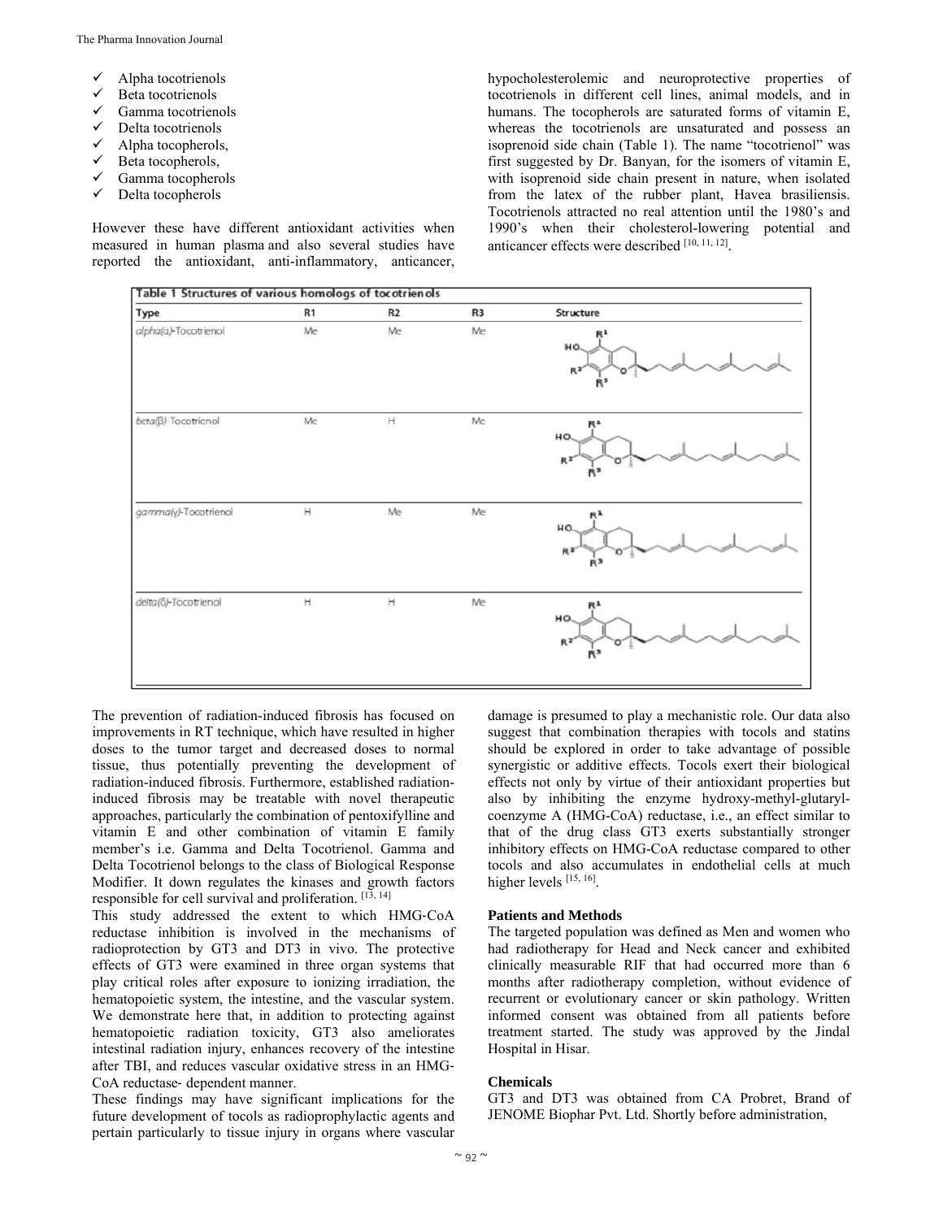- ✓ Alpha tocotrienols
- ✓ Beta tocotrienols
- ✓ Gamma tocotrienols
- ✓ Delta tocotrienols
- ✓ Alpha tocopherols,
- ✓ Beta tocopherols,
- ✓ Gamma tocopherols
- ✓ Delta tocopherols

However these have different antioxidant activities when measured in human plasma and also several studies have reported the antioxidant, anti-inflammatory, anticancer, hypocholesterolemic and neuroprotective properties of tocotrienols in different cell lines, animal models, and in humans. The tocopherols are saturated forms of vitamin E, whereas the tocotrienols are unsaturated and possess an isoprenoid side chain (Table 1). The name "tocotrienol" was first suggested by Dr. Banyan, for the isomers of vitamin E, with isoprenoid side chain present in nature, when isolated from the latex of the rubber plant, Havea brasiliensis. Tocotrienols attracted no real attention until the 1980's and 1990's when their cholesterol-lowering potential and anticancer effects were described [10, 11, 12].

**Table 1** Structures of various homologs of tocotrienols

| Type | R1 | R2 | R3 | Structure |
|---|---|---|---|---|
| *alpha(α)*-Tocotrienol | Me | Me | Me | |
| *beta(β)*-Tocotrienol | Me | H | Me | |
| *gamma(γ)*-Tocotrienol | H | Me | Me | |
| *delta(δ)*-Tocotrienol | H | H | Me | |

The prevention of radiation-induced fibrosis has focused on improvements in RT technique, which have resulted in higher doses to the tumor target and decreased doses to normal tissue, thus potentially preventing the development of radiation-induced fibrosis. Furthermore, established radiation-induced fibrosis may be treatable with novel therapeutic approaches, particularly the combination of pentoxifylline and vitamin E and other combination of vitamin E family member's i.e. Gamma and Delta Tocotrienol. Gamma and Delta Tocotrienol belongs to the class of Biological Response Modifier. It down regulates the kinases and growth factors responsible for cell survival and proliferation. [13, 14]

This study addressed the extent to which HMG-CoA reductase inhibition is involved in the mechanisms of radioprotection by GT3 and DT3 in vivo. The protective effects of GT3 were examined in three organ systems that play critical roles after exposure to ionizing irradiation, the hematopoietic system, the intestine, and the vascular system. We demonstrate here that, in addition to protecting against hematopoietic radiation toxicity, GT3 also ameliorates intestinal radiation injury, enhances recovery of the intestine after TBI, and reduces vascular oxidative stress in an HMG-CoA reductase- dependent manner.

These findings may have significant implications for the future development of tocols as radioprophylactic agents and pertain particularly to tissue injury in organs where vascular damage is presumed to play a mechanistic role. Our data also suggest that combination therapies with tocols and statins should be explored in order to take advantage of possible synergistic or additive effects. Tocols exert their biological effects not only by virtue of their antioxidant properties but also by inhibiting the enzyme hydroxy-methyl-glutaryl-coenzyme A (HMG-CoA) reductase, i.e., an effect similar to that of the drug class GT3 exerts substantially stronger inhibitory effects on HMG-CoA reductase compared to other tocols and also accumulates in endothelial cells at much higher levels [15, 16].

### Patients and Methods

The targeted population was defined as Men and women who had radiotherapy for Head and Neck cancer and exhibited clinically measurable RIF that had occurred more than 6 months after radiotherapy completion, without evidence of recurrent or evolutionary cancer or skin pathology. Written informed consent was obtained from all patients before treatment started. The study was approved by the Jindal Hospital in Hisar.

### Chemicals

GT3 and DT3 was obtained from CA Probret, Brand of JENOME Biophar Pvt. Ltd. Shortly before administration,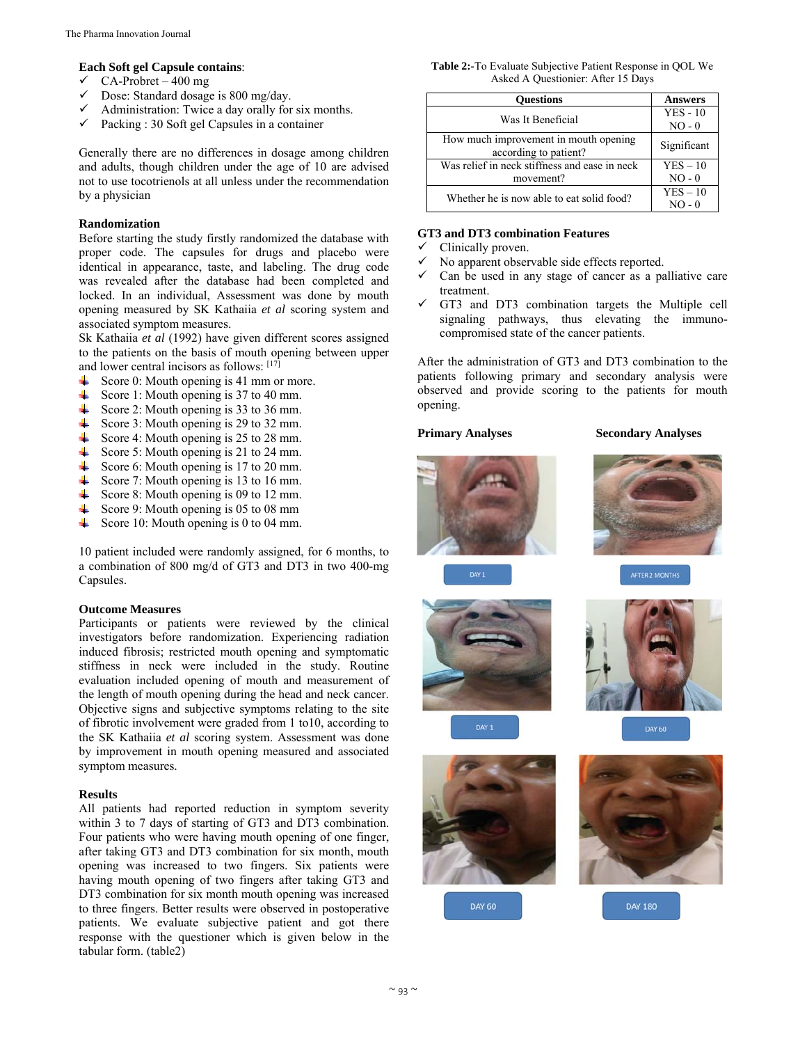**Each Soft gel Capsule contains**:

- ✓ CA-Probret – 400 mg
- ✓ Dose: Standard dosage is 800 mg/day.
- ✓ Administration: Twice a day orally for six months.
- ✓ Packing : 30 Soft gel Capsules in a container

Generally there are no differences in dosage among children and adults, though children under the age of 10 are advised not to use tocotrienols at all unless under the recommendation by a physician

**Randomization**

Before starting the study firstly randomized the database with proper code. The capsules for drugs and placebo were identical in appearance, taste, and labeling. The drug code was revealed after the database had been completed and locked. In an individual, Assessment was done by mouth opening measured by SK Kathaiia *et al* scoring system and associated symptom measures.

Sk Kathaiia *et al* (1992) have given different scores assigned to the patients on the basis of mouth opening between upper and lower central incisors as follows: [17]

- Score 0: Mouth opening is 41 mm or more.
- Score 1: Mouth opening is 37 to 40 mm.
- Score 2: Mouth opening is 33 to 36 mm.
- Score 3: Mouth opening is 29 to 32 mm.
- Score 4: Mouth opening is 25 to 28 mm.
- Score 5: Mouth opening is 21 to 24 mm.
- Score 6: Mouth opening is 17 to 20 mm.
- Score 7: Mouth opening is 13 to 16 mm.
- Score 8: Mouth opening is 09 to 12 mm.
- Score 9: Mouth opening is 05 to 08 mm
- Score 10: Mouth opening is 0 to 04 mm.

10 patient included were randomly assigned, for 6 months, to a combination of 800 mg/d of GT3 and DT3 in two 400-mg Capsules.

**Outcome Measures**

Participants or patients were reviewed by the clinical investigators before randomization. Experiencing radiation induced fibrosis; restricted mouth opening and symptomatic stiffness in neck were included in the study. Routine evaluation included opening of mouth and measurement of the length of mouth opening during the head and neck cancer. Objective signs and subjective symptoms relating to the site of fibrotic involvement were graded from 1 to10, according to the SK Kathaiia *et al* scoring system. Assessment was done by improvement in mouth opening measured and associated symptom measures.

**Results**

All patients had reported reduction in symptom severity within 3 to 7 days of starting of GT3 and DT3 combination. Four patients who were having mouth opening of one finger, after taking GT3 and DT3 combination for six month, mouth opening was increased to two fingers. Six patients were having mouth opening of two fingers after taking GT3 and DT3 combination for six month mouth opening was increased to three fingers. Better results were observed in postoperative patients. We evaluate subjective patient and got there response with the questioner which is given below in the tabular form. (table2)

**Table 2:**-To Evaluate Subjective Patient Response in QOL We Asked A Questioner: After 15 Days

| Questions | Answers |
|---|---|
| Was It Beneficial | YES - 10<br>NO - 0 |
| How much improvement in mouth opening according to patient? | Significant |
| Was relief in neck stiffness and ease in neck movement? | YES – 10<br>NO - 0 |
| Whether he is now able to eat solid food? | YES – 10<br>NO - 0 |

**GT3 and DT3 combination Features**

- ✓ Clinically proven.
- ✓ No apparent observable side effects reported.
- ✓ Can be used in any stage of cancer as a palliative care treatment.
- ✓ GT3 and DT3 combination targets the Multiple cell signaling pathways, thus elevating the immuno-compromised state of the cancer patients.

After the administration of GT3 and DT3 combination to the patients following primary and secondary analysis were observed and provide scoring to the patients for mouth opening.

**Primary Analyses** | **Secondary Analyses**

DAY 1 | AFTER 2 MONTHS

DAY 1 | DAY 60

DAY 60 | DAY 180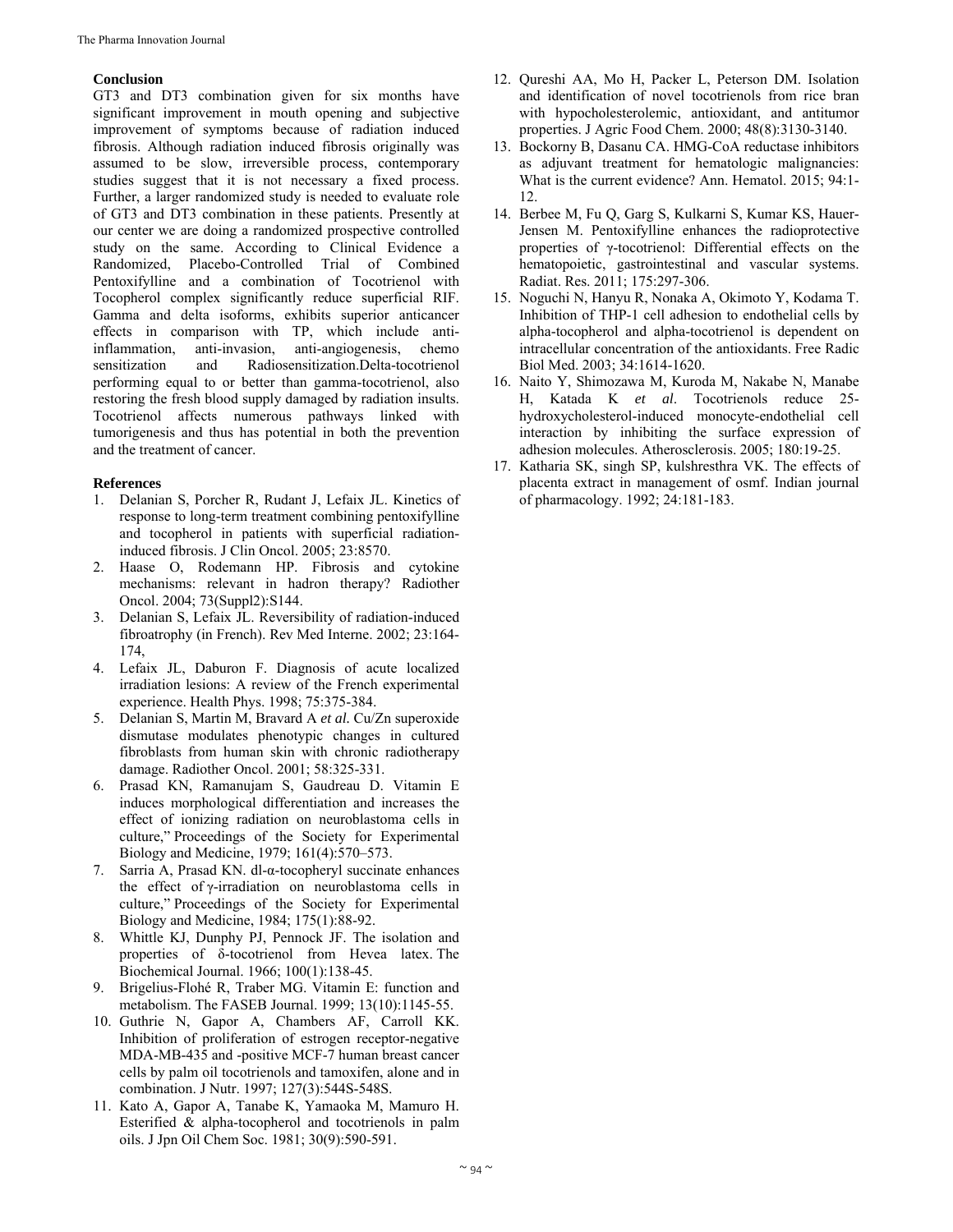## Conclusion

GT3 and DT3 combination given for six months have significant improvement in mouth opening and subjective improvement of symptoms because of radiation induced fibrosis. Although radiation induced fibrosis originally was assumed to be slow, irreversible process, contemporary studies suggest that it is not necessary a fixed process. Further, a larger randomized study is needed to evaluate role of GT3 and DT3 combination in these patients. Presently at our center we are doing a randomized prospective controlled study on the same. According to Clinical Evidence a Randomized, Placebo-Controlled Trial of Combined Pentoxifylline and a combination of Tocotrienol with Tocopherol complex significantly reduce superficial RIF. Gamma and delta isoforms, exhibits superior anticancer effects in comparison with TP, which include anti-inflammation, anti-invasion, anti-angiogenesis, chemo sensitization and Radiosensitization.Delta-tocotrienol performing equal to or better than gamma-tocotrienol, also restoring the fresh blood supply damaged by radiation insults. Tocotrienol affects numerous pathways linked with tumorigenesis and thus has potential in both the prevention and the treatment of cancer.

## References

1. Delanian S, Porcher R, Rudant J, Lefaix JL. Kinetics of response to long-term treatment combining pentoxifylline and tocopherol in patients with superficial radiation-induced fibrosis. J Clin Oncol. 2005; 23:8570.
2. Haase O, Rodemann HP. Fibrosis and cytokine mechanisms: relevant in hadron therapy? Radiother Oncol. 2004; 73(Suppl2):S144.
3. Delanian S, Lefaix JL. Reversibility of radiation-induced fibroatrophy (in French). Rev Med Interne. 2002; 23:164-174,
4. Lefaix JL, Daburon F. Diagnosis of acute localized irradiation lesions: A review of the French experimental experience. Health Phys. 1998; 75:375-384.
5. Delanian S, Martin M, Bravard A *et al.* Cu/Zn superoxide dismutase modulates phenotypic changes in cultured fibroblasts from human skin with chronic radiotherapy damage. Radiother Oncol. 2001; 58:325-331.
6. Prasad KN, Ramanujam S, Gaudreau D. Vitamin E induces morphological differentiation and increases the effect of ionizing radiation on neuroblastoma cells in culture," Proceedings of the Society for Experimental Biology and Medicine, 1979; 161(4):570–573.
7. Sarria A, Prasad KN. dl-α-tocopheryl succinate enhances the effect of γ-irradiation on neuroblastoma cells in culture," Proceedings of the Society for Experimental Biology and Medicine, 1984; 175(1):88-92.
8. Whittle KJ, Dunphy PJ, Pennock JF. The isolation and properties of δ-tocotrienol from Hevea latex. The Biochemical Journal. 1966; 100(1):138-45.
9. Brigelius-Flohé R, Traber MG. Vitamin E: function and metabolism. The FASEB Journal. 1999; 13(10):1145-55.
10. Guthrie N, Gapor A, Chambers AF, Carroll KK. Inhibition of proliferation of estrogen receptor-negative MDA-MB-435 and -positive MCF-7 human breast cancer cells by palm oil tocotrienols and tamoxifen, alone and in combination. J Nutr. 1997; 127(3):544S-548S.
11. Kato A, Gapor A, Tanabe K, Yamaoka M, Mamuro H. Esterified & alpha-tocopherol and tocotrienols in palm oils. J Jpn Oil Chem Soc. 1981; 30(9):590-591.
12. Qureshi AA, Mo H, Packer L, Peterson DM. Isolation and identification of novel tocotrienols from rice bran with hypocholesterolemic, antioxidant, and antitumor properties. J Agric Food Chem. 2000; 48(8):3130-3140.
13. Bockorny B, Dasanu CA. HMG-CoA reductase inhibitors as adjuvant treatment for hematologic malignancies: What is the current evidence? Ann. Hematol. 2015; 94:1-12.
14. Berbee M, Fu Q, Garg S, Kulkarni S, Kumar KS, Hauer-Jensen M. Pentoxifylline enhances the radioprotective properties of γ-tocotrienol: Differential effects on the hematopoietic, gastrointestinal and vascular systems. Radiat. Res. 2011; 175:297-306.
15. Noguchi N, Hanyu R, Nonaka A, Okimoto Y, Kodama T. Inhibition of THP-1 cell adhesion to endothelial cells by alpha-tocopherol and alpha-tocotrienol is dependent on intracellular concentration of the antioxidants. Free Radic Biol Med. 2003; 34:1614-1620.
16. Naito Y, Shimozawa M, Kuroda M, Nakabe N, Manabe H, Katada K *et al*. Tocotrienols reduce 25-hydroxycholesterol-induced monocyte-endothelial cell interaction by inhibiting the surface expression of adhesion molecules. Atherosclerosis. 2005; 180:19-25.
17. Katharia SK, singh SP, kulshresthra VK. The effects of placenta extract in management of osmf. Indian journal of pharmacology. 1992; 24:181-183.